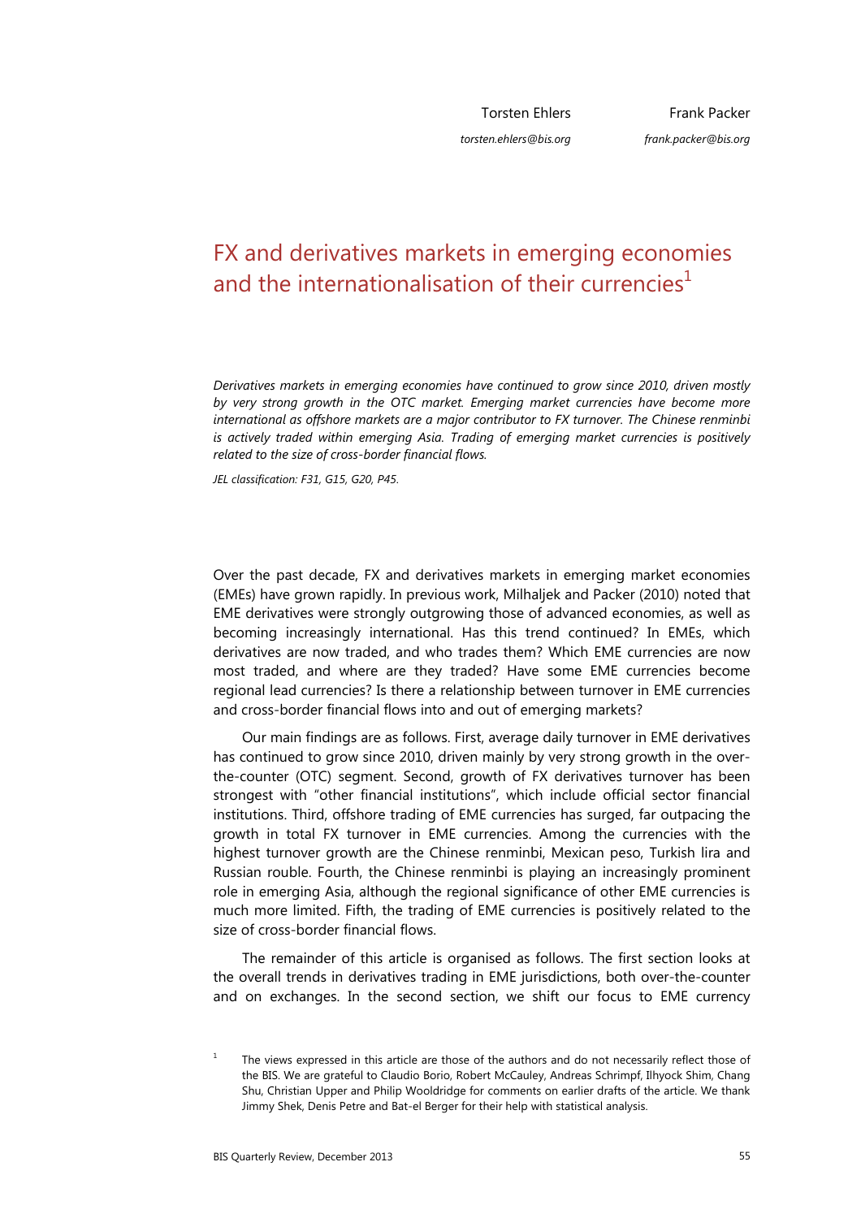Torsten Ehlers

*torsten.ehlers@bis.org*

Frank Packer

*frank.packer@bis.org*

# FX and derivatives markets in emerging economies and the internationalisation of their currencies[1]

*Derivatives markets in emerging economies have continued to grow since 2010, driven mostly by very strong growth in the OTC market. Emerging market currencies have become more international as offshore markets are a major contributor to FX turnover. The Chinese renminbi is actively traded within emerging Asia. Trading of emerging market currencies is positively related to the size of cross-border financial flows.*

*JEL classification: F31, G15, G20, P45.*

Over the past decade, FX and derivatives markets in emerging market economies (EMEs) have grown rapidly. In previous work, Milhaljek and Packer (2010) noted that EME derivatives were strongly outgrowing those of advanced economies, as well as becoming increasingly international. Has this trend continued? In EMEs, which derivatives are now traded, and who trades them? Which EME currencies are now most traded, and where are they traded? Have some EME currencies become regional lead currencies? Is there a relationship between turnover in EME currencies and cross-border financial flows into and out of emerging markets?

Our main findings are as follows. First, average daily turnover in EME derivatives has continued to grow since 2010, driven mainly by very strong growth in the over-the-counter (OTC) segment. Second, growth of FX derivatives turnover has been strongest with "other financial institutions", which include official sector financial institutions. Third, offshore trading of EME currencies has surged, far outpacing the growth in total FX turnover in EME currencies. Among the currencies with the highest turnover growth are the Chinese renminbi, Mexican peso, Turkish lira and Russian rouble. Fourth, the Chinese renminbi is playing an increasingly prominent role in emerging Asia, although the regional significance of other EME currencies is much more limited. Fifth, the trading of EME currencies is positively related to the size of cross-border financial flows.

The remainder of this article is organised as follows. The first section looks at the overall trends in derivatives trading in EME jurisdictions, both over-the-counter and on exchanges. In the second section, we shift our focus to EME currency

[1] The views expressed in this article are those of the authors and do not necessarily reflect those of the BIS. We are grateful to Claudio Borio, Robert McCauley, Andreas Schrimpf, Ilhyock Shim, Chang Shu, Christian Upper and Philip Wooldridge for comments on earlier drafts of the article. We thank Jimmy Shek, Denis Petre and Bat-el Berger for their help with statistical analysis.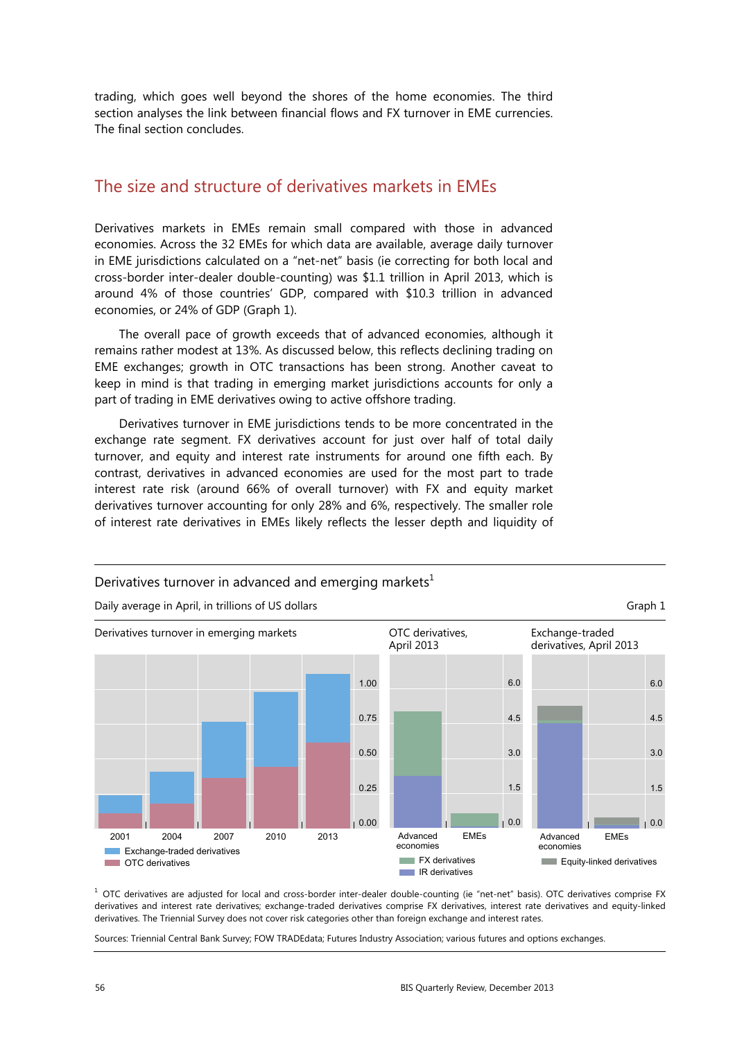trading, which goes well beyond the shores of the home economies. The third section analyses the link between financial flows and FX turnover in EME currencies. The final section concludes.

## The size and structure of derivatives markets in EMEs

Derivatives markets in EMEs remain small compared with those in advanced economies. Across the 32 EMEs for which data are available, average daily turnover in EME jurisdictions calculated on a "net-net" basis (ie correcting for both local and cross-border inter-dealer double-counting) was $1.1 trillion in April 2013, which is around 4% of those countries' GDP, compared with $10.3 trillion in advanced economies, or 24% of GDP (Graph 1).

The overall pace of growth exceeds that of advanced economies, although it remains rather modest at 13%. As discussed below, this reflects declining trading on EME exchanges; growth in OTC transactions has been strong. Another caveat to keep in mind is that trading in emerging market jurisdictions accounts for only a part of trading in EME derivatives owing to active offshore trading.

Derivatives turnover in EME jurisdictions tends to be more concentrated in the exchange rate segment. FX derivatives account for just over half of total daily turnover, and equity and interest rate instruments for around one fifth each. By contrast, derivatives in advanced economies are used for the most part to trade interest rate risk (around 66% of overall turnover) with FX and equity market derivatives turnover accounting for only 28% and 6%, respectively. The smaller role of interest rate derivatives in EMEs likely reflects the lesser depth and liquidity of

**Derivatives turnover in advanced and emerging markets**[1]

Daily average in April, in trillions of US dollars

Graph 1

Derivatives turnover in emerging markets | OTC derivatives, April 2013 | Exchange-traded derivatives, April 2013

Legend: Exchange-traded derivatives; OTC derivatives | FX derivatives; IR derivatives | Equity-linked derivatives

[1] OTC derivatives are adjusted for local and cross-border inter-dealer double-counting (ie "net-net" basis). OTC derivatives comprise FX derivatives and interest rate derivatives; exchange-traded derivatives comprise FX derivatives, interest rate derivatives and equity-linked derivatives. The Triennial Survey does not cover risk categories other than foreign exchange and interest rates.

Sources: Triennial Central Bank Survey; FOW TRADEdata; Futures Industry Association; various futures and options exchanges.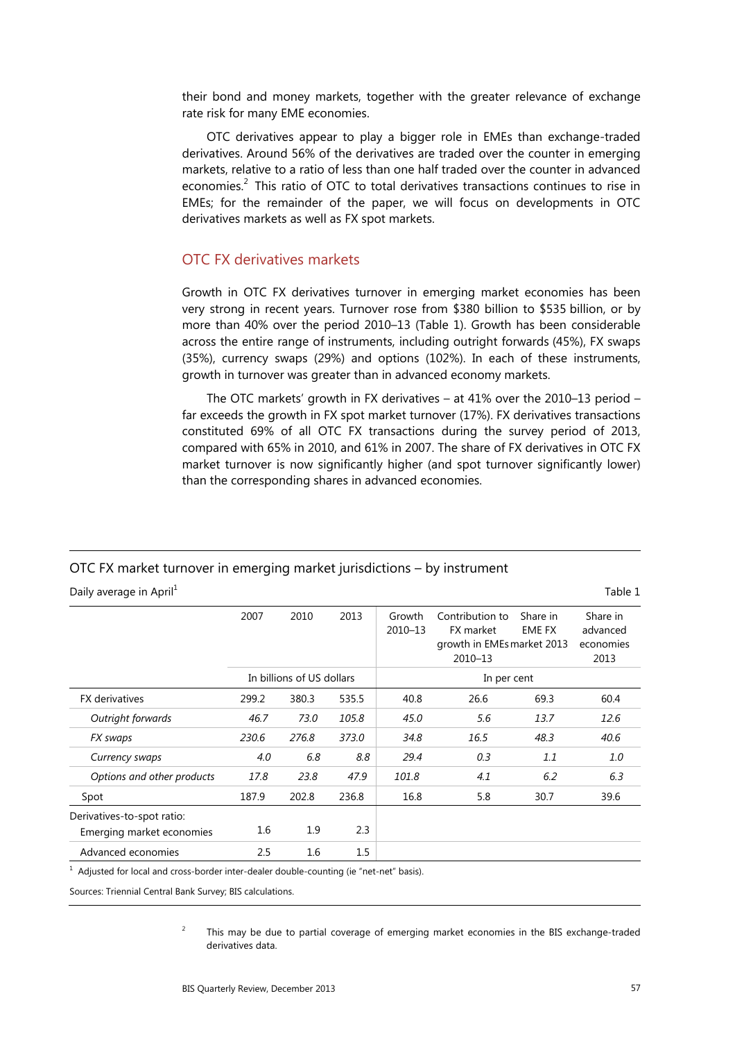their bond and money markets, together with the greater relevance of exchange rate risk for many EME economies.

OTC derivatives appear to play a bigger role in EMEs than exchange-traded derivatives. Around 56% of the derivatives are traded over the counter in emerging markets, relative to a ratio of less than one half traded over the counter in advanced economies.[2] This ratio of OTC to total derivatives transactions continues to rise in EMEs; for the remainder of the paper, we will focus on developments in OTC derivatives markets as well as FX spot markets.

## OTC FX derivatives markets

Growth in OTC FX derivatives turnover in emerging market economies has been very strong in recent years. Turnover rose from $380 billion to $535 billion, or by more than 40% over the period 2010–13 (Table 1). Growth has been considerable across the entire range of instruments, including outright forwards (45%), FX swaps (35%), currency swaps (29%) and options (102%). In each of these instruments, growth in turnover was greater than in advanced economy markets.

The OTC markets' growth in FX derivatives – at 41% over the 2010–13 period – far exceeds the growth in FX spot market turnover (17%). FX derivatives transactions constituted 69% of all OTC FX transactions during the survey period of 2013, compared with 65% in 2010, and 61% in 2007. The share of FX derivatives in OTC FX market turnover is now significantly higher (and spot turnover significantly lower) than the corresponding shares in advanced economies.

OTC FX market turnover in emerging market jurisdictions – by instrument

Daily average in April[1]

Table 1

| | 2007 | 2010 | 2013 | Growth 2010–13 | Contribution to FX market growth in EMEs 2010–13 | Share in EME FX market 2013 | Share in advanced economies 2013 |
|---|---|---|---|---|---|---|---|
| | In billions of US dollars | | | In per cent | | | |
| FX derivatives | 299.2 | 380.3 | 535.5 | 40.8 | 26.6 | 69.3 | 60.4 |
| *Outright forwards* | *46.7* | *73.0* | *105.8* | *45.0* | *5.6* | *13.7* | *12.6* |
| *FX swaps* | *230.6* | *276.8* | *373.0* | *34.8* | *16.5* | *48.3* | *40.6* |
| *Currency swaps* | *4.0* | *6.8* | *8.8* | *29.4* | *0.3* | *1.1* | *1.0* |
| *Options and other products* | *17.8* | *23.8* | *47.9* | *101.8* | *4.1* | *6.2* | *6.3* |
| Spot | 187.9 | 202.8 | 236.8 | 16.8 | 5.8 | 30.7 | 39.6 |
| Derivatives-to-spot ratio: | | | | | | | |
| Emerging market economies | 1.6 | 1.9 | 2.3 | | | | |
| Advanced economies | 2.5 | 1.6 | 1.5 | | | | |

[1] Adjusted for local and cross-border inter-dealer double-counting (ie "net-net" basis).

Sources: Triennial Central Bank Survey; BIS calculations.

[2] This may be due to partial coverage of emerging market economies in the BIS exchange-traded derivatives data.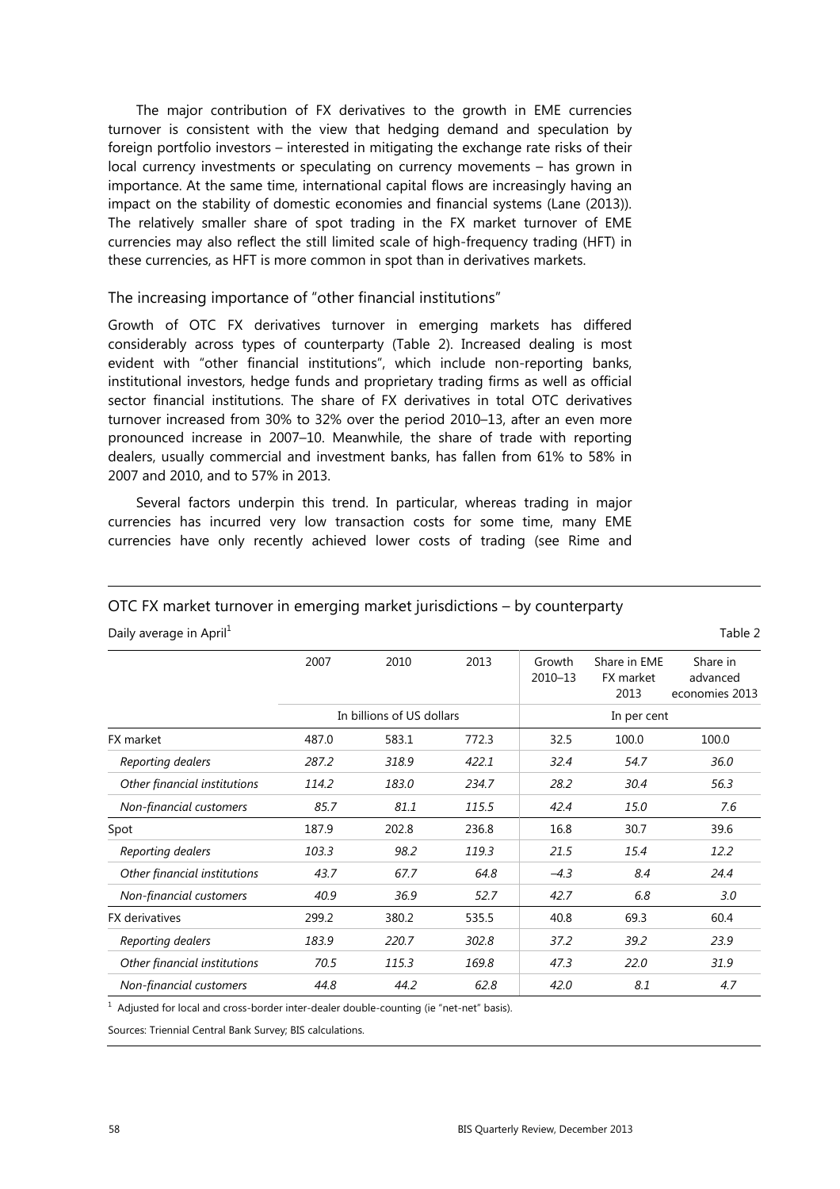The major contribution of FX derivatives to the growth in EME currencies turnover is consistent with the view that hedging demand and speculation by foreign portfolio investors – interested in mitigating the exchange rate risks of their local currency investments or speculating on currency movements – has grown in importance. At the same time, international capital flows are increasingly having an impact on the stability of domestic economies and financial systems (Lane (2013)). The relatively smaller share of spot trading in the FX market turnover of EME currencies may also reflect the still limited scale of high-frequency trading (HFT) in these currencies, as HFT is more common in spot than in derivatives markets.

## The increasing importance of "other financial institutions"

Growth of OTC FX derivatives turnover in emerging markets has differed considerably across types of counterparty (Table 2). Increased dealing is most evident with "other financial institutions", which include non-reporting banks, institutional investors, hedge funds and proprietary trading firms as well as official sector financial institutions. The share of FX derivatives in total OTC derivatives turnover increased from 30% to 32% over the period 2010–13, after an even more pronounced increase in 2007–10. Meanwhile, the share of trade with reporting dealers, usually commercial and investment banks, has fallen from 61% to 58% in 2007 and 2010, and to 57% in 2013.

Several factors underpin this trend. In particular, whereas trading in major currencies has incurred very low transaction costs for some time, many EME currencies have only recently achieved lower costs of trading (see Rime and

### OTC FX market turnover in emerging market jurisdictions – by counterparty

Daily average in April[1] — Table 2

| | 2007 | 2010 | 2013 | Growth 2010–13 | Share in EME FX market 2013 | Share in advanced economies 2013 |
|---|---|---|---|---|---|---|
| | In billions of US dollars | | | In per cent | | |
| FX market | 487.0 | 583.1 | 772.3 | 32.5 | 100.0 | 100.0 |
| *Reporting dealers* | *287.2* | *318.9* | *422.1* | *32.4* | *54.7* | *36.0* |
| *Other financial institutions* | *114.2* | *183.0* | *234.7* | *28.2* | *30.4* | *56.3* |
| *Non-financial customers* | *85.7* | *81.1* | *115.5* | *42.4* | *15.0* | *7.6* |
| Spot | 187.9 | 202.8 | 236.8 | 16.8 | 30.7 | 39.6 |
| *Reporting dealers* | *103.3* | *98.2* | *119.3* | *21.5* | *15.4* | *12.2* |
| *Other financial institutions* | *43.7* | *67.7* | *64.8* | *–4.3* | *8.4* | *24.4* |
| *Non-financial customers* | *40.9* | *36.9* | *52.7* | *42.7* | *6.8* | *3.0* |
| FX derivatives | 299.2 | 380.2 | 535.5 | 40.8 | 69.3 | 60.4 |
| *Reporting dealers* | *183.9* | *220.7* | *302.8* | *37.2* | *39.2* | *23.9* |
| *Other financial institutions* | *70.5* | *115.3* | *169.8* | *47.3* | *22.0* | *31.9* |
| *Non-financial customers* | *44.8* | *44.2* | *62.8* | *42.0* | *8.1* | *4.7* |

[1] Adjusted for local and cross-border inter-dealer double-counting (ie "net-net" basis).

Sources: Triennial Central Bank Survey; BIS calculations.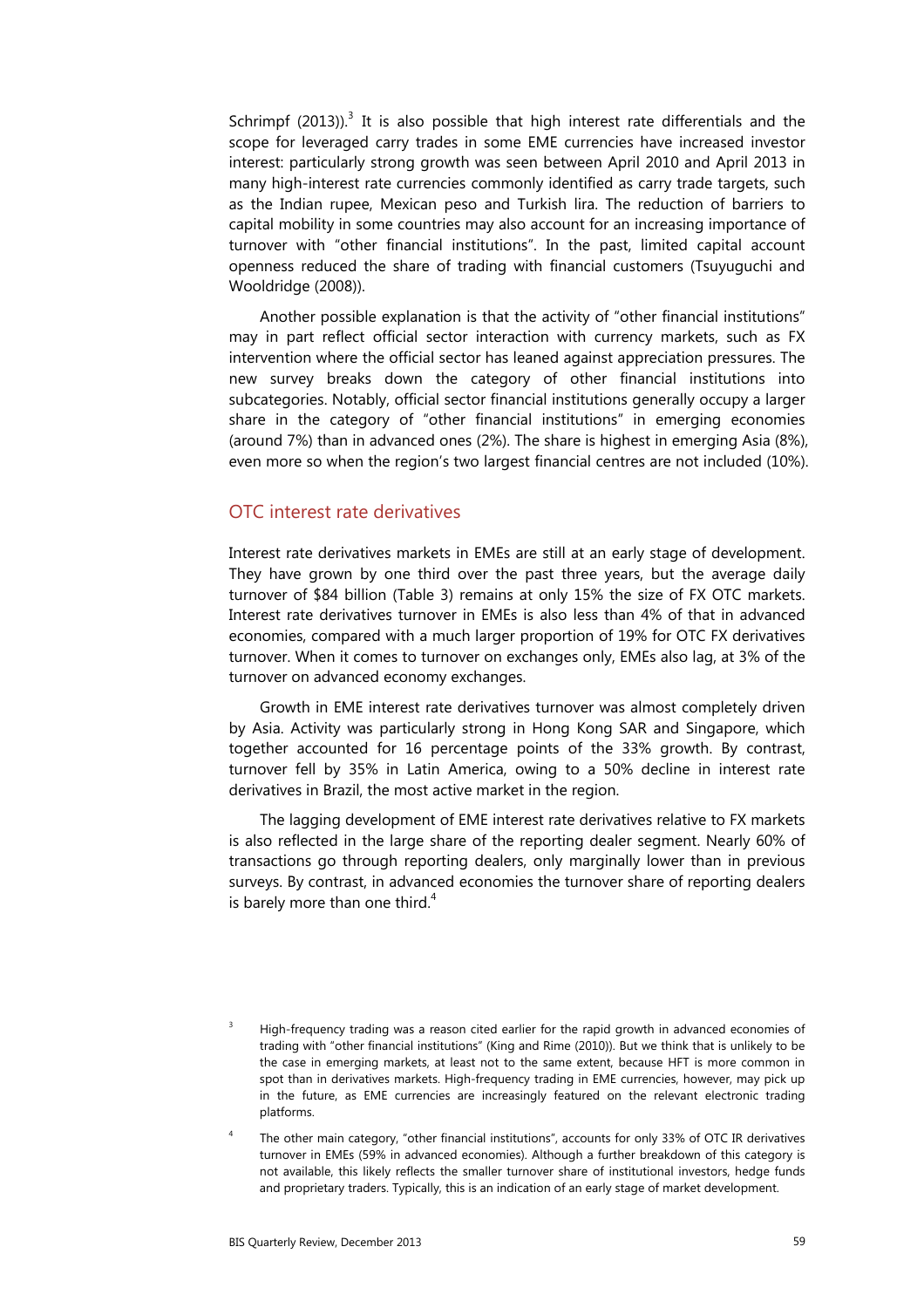Schrimpf (2013)).[3] It is also possible that high interest rate differentials and the scope for leveraged carry trades in some EME currencies have increased investor interest: particularly strong growth was seen between April 2010 and April 2013 in many high-interest rate currencies commonly identified as carry trade targets, such as the Indian rupee, Mexican peso and Turkish lira. The reduction of barriers to capital mobility in some countries may also account for an increasing importance of turnover with "other financial institutions". In the past, limited capital account openness reduced the share of trading with financial customers (Tsuyuguchi and Wooldridge (2008)).

Another possible explanation is that the activity of "other financial institutions" may in part reflect official sector interaction with currency markets, such as FX intervention where the official sector has leaned against appreciation pressures. The new survey breaks down the category of other financial institutions into subcategories. Notably, official sector financial institutions generally occupy a larger share in the category of "other financial institutions" in emerging economies (around 7%) than in advanced ones (2%). The share is highest in emerging Asia (8%), even more so when the region's two largest financial centres are not included (10%).

## OTC interest rate derivatives

Interest rate derivatives markets in EMEs are still at an early stage of development. They have grown by one third over the past three years, but the average daily turnover of $84 billion (Table 3) remains at only 15% the size of FX OTC markets. Interest rate derivatives turnover in EMEs is also less than 4% of that in advanced economies, compared with a much larger proportion of 19% for OTC FX derivatives turnover. When it comes to turnover on exchanges only, EMEs also lag, at 3% of the turnover on advanced economy exchanges.

Growth in EME interest rate derivatives turnover was almost completely driven by Asia. Activity was particularly strong in Hong Kong SAR and Singapore, which together accounted for 16 percentage points of the 33% growth. By contrast, turnover fell by 35% in Latin America, owing to a 50% decline in interest rate derivatives in Brazil, the most active market in the region.

The lagging development of EME interest rate derivatives relative to FX markets is also reflected in the large share of the reporting dealer segment. Nearly 60% of transactions go through reporting dealers, only marginally lower than in previous surveys. By contrast, in advanced economies the turnover share of reporting dealers is barely more than one third.[4]

[3] High-frequency trading was a reason cited earlier for the rapid growth in advanced economies of trading with "other financial institutions" (King and Rime (2010)). But we think that is unlikely to be the case in emerging markets, at least not to the same extent, because HFT is more common in spot than in derivatives markets. High-frequency trading in EME currencies, however, may pick up in the future, as EME currencies are increasingly featured on the relevant electronic trading platforms.

[4] The other main category, "other financial institutions", accounts for only 33% of OTC IR derivatives turnover in EMEs (59% in advanced economies). Although a further breakdown of this category is not available, this likely reflects the smaller turnover share of institutional investors, hedge funds and proprietary traders. Typically, this is an indication of an early stage of market development.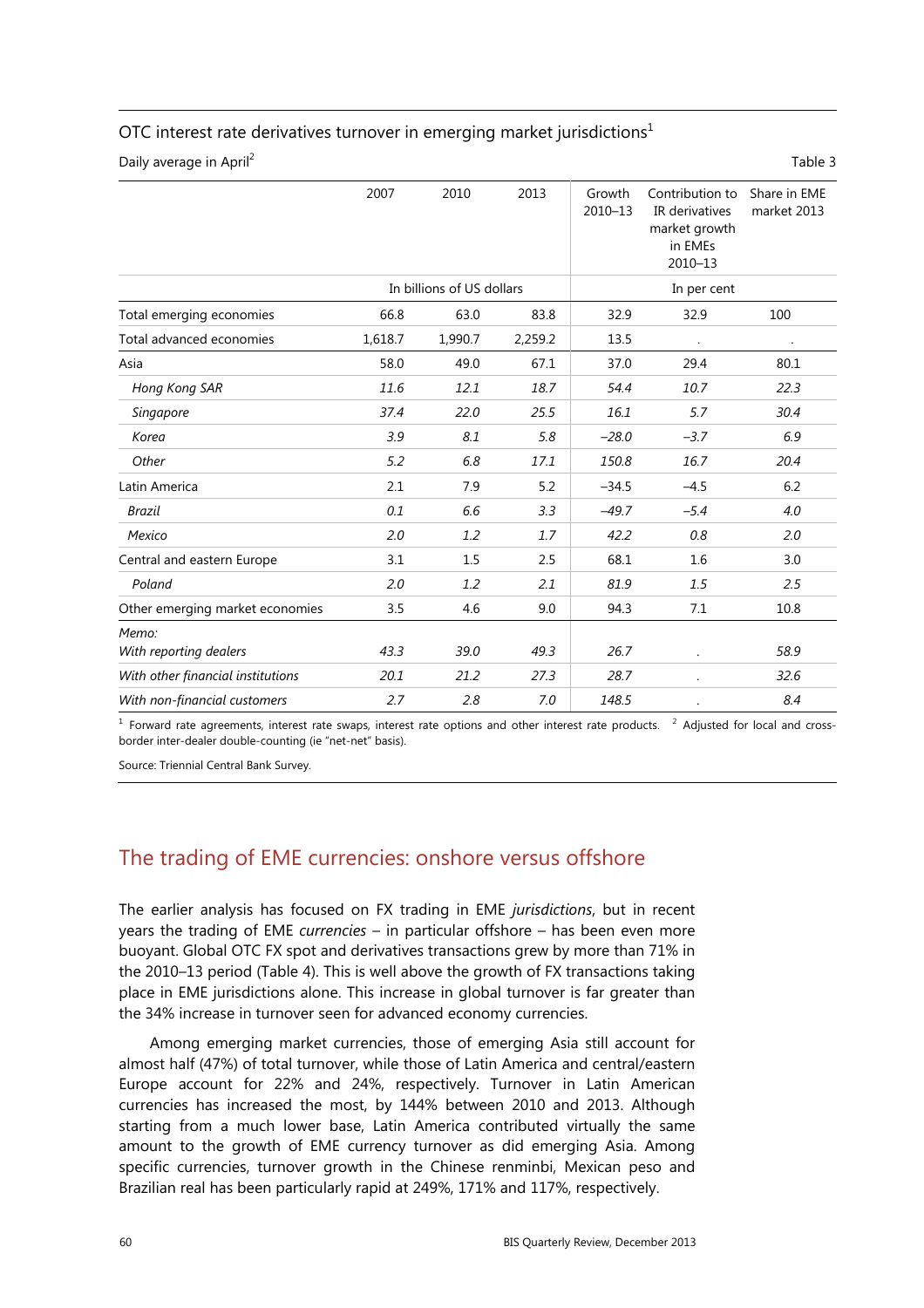OTC interest rate derivatives turnover in emerging market jurisdictions[1]

Daily average in April[2]

Table 3

| | 2007 | 2010 | 2013 | Growth 2010–13 | Contribution to IR derivatives market growth in EMEs 2010–13 | Share in EME market 2013 |
|---|---|---|---|---|---|---|
| | In billions of US dollars | | | In per cent | | |
| Total emerging economies | 66.8 | 63.0 | 83.8 | 32.9 | 32.9 | 100 |
| Total advanced economies | 1,618.7 | 1,990.7 | 2,259.2 | 13.5 | . | . |
| Asia | 58.0 | 49.0 | 67.1 | 37.0 | 29.4 | 80.1 |
| *Hong Kong SAR* | *11.6* | *12.1* | *18.7* | *54.4* | *10.7* | *22.3* |
| *Singapore* | *37.4* | *22.0* | *25.5* | *16.1* | *5.7* | *30.4* |
| *Korea* | *3.9* | *8.1* | *5.8* | *–28.0* | *–3.7* | *6.9* |
| *Other* | *5.2* | *6.8* | *17.1* | *150.8* | *16.7* | *20.4* |
| Latin America | 2.1 | 7.9 | 5.2 | –34.5 | –4.5 | 6.2 |
| *Brazil* | *0.1* | *6.6* | *3.3* | *–49.7* | *–5.4* | *4.0* |
| *Mexico* | *2.0* | *1.2* | *1.7* | *42.2* | *0.8* | *2.0* |
| Central and eastern Europe | 3.1 | 1.5 | 2.5 | 68.1 | 1.6 | 3.0 |
| *Poland* | *2.0* | *1.2* | *2.1* | *81.9* | *1.5* | *2.5* |
| Other emerging market economies | 3.5 | 4.6 | 9.0 | 94.3 | 7.1 | 10.8 |
| *Memo:* | | | | | | |
| *With reporting dealers* | *43.3* | *39.0* | *49.3* | *26.7* | . | *58.9* |
| *With other financial institutions* | *20.1* | *21.2* | *27.3* | *28.7* | . | *32.6* |
| *With non-financial customers* | *2.7* | *2.8* | *7.0* | *148.5* | . | *8.4* |

[1] Forward rate agreements, interest rate swaps, interest rate options and other interest rate products. [2] Adjusted for local and cross-border inter-dealer double-counting (ie "net-net" basis).

Source: Triennial Central Bank Survey.

## The trading of EME currencies: onshore versus offshore

The earlier analysis has focused on FX trading in EME *jurisdictions*, but in recent years the trading of EME *currencies* – in particular offshore – has been even more buoyant. Global OTC FX spot and derivatives transactions grew by more than 71% in the 2010–13 period (Table 4). This is well above the growth of FX transactions taking place in EME jurisdictions alone. This increase in global turnover is far greater than the 34% increase in turnover seen for advanced economy currencies.

Among emerging market currencies, those of emerging Asia still account for almost half (47%) of total turnover, while those of Latin America and central/eastern Europe account for 22% and 24%, respectively. Turnover in Latin American currencies has increased the most, by 144% between 2010 and 2013. Although starting from a much lower base, Latin America contributed virtually the same amount to the growth of EME currency turnover as did emerging Asia. Among specific currencies, turnover growth in the Chinese renminbi, Mexican peso and Brazilian real has been particularly rapid at 249%, 171% and 117%, respectively.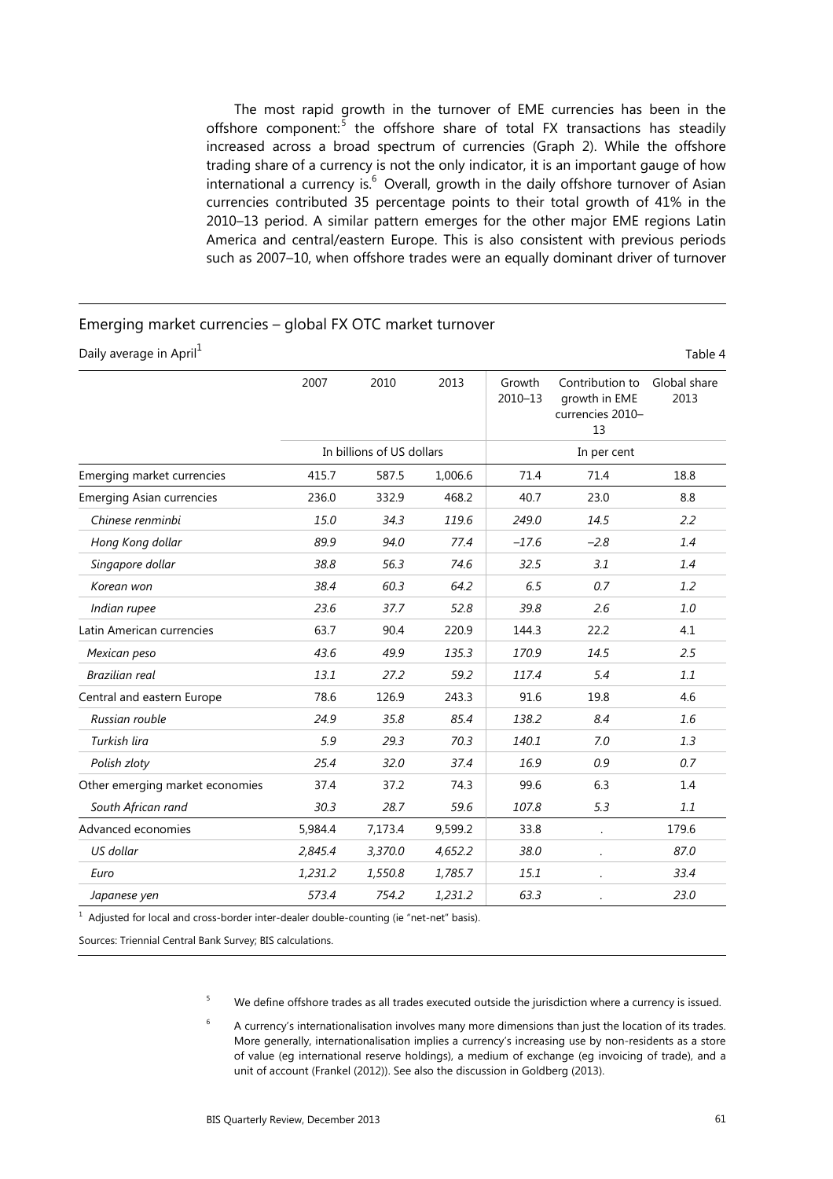The most rapid growth in the turnover of EME currencies has been in the offshore component:[5] the offshore share of total FX transactions has steadily increased across a broad spectrum of currencies (Graph 2). While the offshore trading share of a currency is not the only indicator, it is an important gauge of how international a currency is.[6] Overall, growth in the daily offshore turnover of Asian currencies contributed 35 percentage points to their total growth of 41% in the 2010–13 period. A similar pattern emerges for the other major EME regions Latin America and central/eastern Europe. This is also consistent with previous periods such as 2007–10, when offshore trades were an equally dominant driver of turnover

## Emerging market currencies – global FX OTC market turnover

Daily average in April[1]

Table 4

| | 2007 | 2010 | 2013 | Growth 2010–13 | Contribution to growth in EME currencies 2010–13 | Global share 2013 |
|---|---|---|---|---|---|---|
| | In billions of US dollars | | | In per cent | | |
| Emerging market currencies | 415.7 | 587.5 | 1,006.6 | 71.4 | 71.4 | 18.8 |
| Emerging Asian currencies | 236.0 | 332.9 | 468.2 | 40.7 | 23.0 | 8.8 |
| *Chinese renminbi* | *15.0* | *34.3* | *119.6* | *249.0* | *14.5* | *2.2* |
| *Hong Kong dollar* | *89.9* | *94.0* | *77.4* | *–17.6* | *–2.8* | *1.4* |
| *Singapore dollar* | *38.8* | *56.3* | *74.6* | *32.5* | *3.1* | *1.4* |
| *Korean won* | *38.4* | *60.3* | *64.2* | *6.5* | *0.7* | *1.2* |
| *Indian rupee* | *23.6* | *37.7* | *52.8* | *39.8* | *2.6* | *1.0* |
| Latin American currencies | 63.7 | 90.4 | 220.9 | 144.3 | 22.2 | 4.1 |
| *Mexican peso* | *43.6* | *49.9* | *135.3* | *170.9* | *14.5* | *2.5* |
| *Brazilian real* | *13.1* | *27.2* | *59.2* | *117.4* | *5.4* | *1.1* |
| Central and eastern Europe | 78.6 | 126.9 | 243.3 | 91.6 | 19.8 | 4.6 |
| *Russian rouble* | *24.9* | *35.8* | *85.4* | *138.2* | *8.4* | *1.6* |
| *Turkish lira* | *5.9* | *29.3* | *70.3* | *140.1* | *7.0* | *1.3* |
| *Polish zloty* | *25.4* | *32.0* | *37.4* | *16.9* | *0.9* | *0.7* |
| Other emerging market economies | 37.4 | 37.2 | 74.3 | 99.6 | 6.3 | 1.4 |
| *South African rand* | *30.3* | *28.7* | *59.6* | *107.8* | *5.3* | *1.1* |
| Advanced economies | 5,984.4 | 7,173.4 | 9,599.2 | 33.8 | . | 179.6 |
| *US dollar* | *2,845.4* | *3,370.0* | *4,652.2* | *38.0* | . | *87.0* |
| *Euro* | *1,231.2* | *1,550.8* | *1,785.7* | *15.1* | . | *33.4* |
| *Japanese yen* | *573.4* | *754.2* | *1,231.2* | *63.3* | . | *23.0* |

[1] Adjusted for local and cross-border inter-dealer double-counting (ie "net-net" basis).

Sources: Triennial Central Bank Survey; BIS calculations.

[5] We define offshore trades as all trades executed outside the jurisdiction where a currency is issued.

[6] A currency's internationalisation involves many more dimensions than just the location of its trades. More generally, internationalisation implies a currency's increasing use by non-residents as a store of value (eg international reserve holdings), a medium of exchange (eg invoicing of trade), and a unit of account (Frankel (2012)). See also the discussion in Goldberg (2013).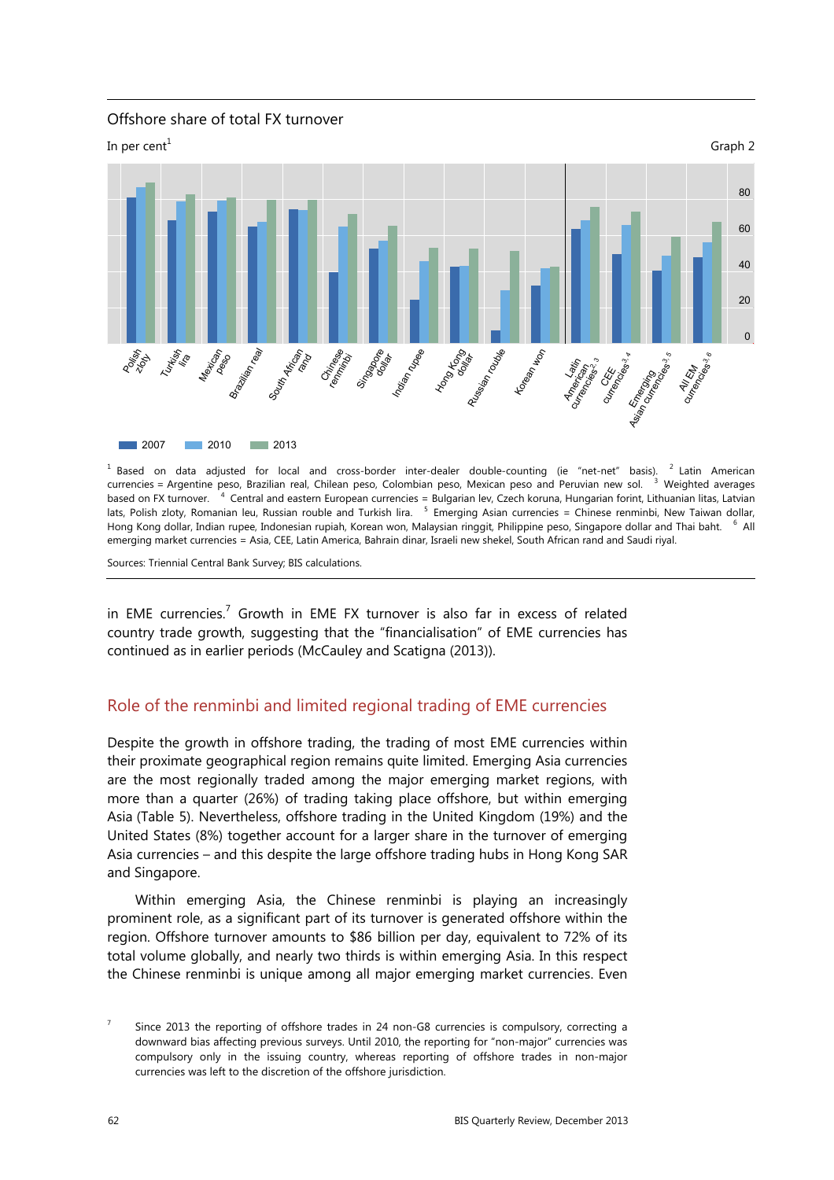Offshore share of total FX turnover

In per cent[1]

Graph 2

2007 · 2010 · 2013

Polish zloty · Turkish lira · Mexican peso · Brazilian real · South African rand · Chinese renminbi · Singapore dollar · Indian rupee · Hong Kong dollar · Russian rouble · Korean won · Latin American currencies[2,3] · CEE currencies[3,4] · Emerging Asian currencies[3,5] · All EM currencies[3,6]

[1] Based on data adjusted for local and cross-border inter-dealer double-counting (ie "net-net" basis). [2] Latin American currencies = Argentine peso, Brazilian real, Chilean peso, Colombian peso, Mexican peso and Peruvian new sol. [3] Weighted averages based on FX turnover. [4] Central and eastern European currencies = Bulgarian lev, Czech koruna, Hungarian forint, Lithuanian litas, Latvian lats, Polish zloty, Romanian leu, Russian rouble and Turkish lira. [5] Emerging Asian currencies = Chinese renminbi, New Taiwan dollar, Hong Kong dollar, Indian rupee, Indonesian rupiah, Korean won, Malaysian ringgit, Philippine peso, Singapore dollar and Thai baht. [6] All emerging market currencies = Asia, CEE, Latin America, Bahrain dinar, Israeli new shekel, South African rand and Saudi riyal.

Sources: Triennial Central Bank Survey; BIS calculations.

in EME currencies.[7] Growth in EME FX turnover is also far in excess of related country trade growth, suggesting that the "financialisation" of EME currencies has continued as in earlier periods (McCauley and Scatigna (2013)).

## Role of the renminbi and limited regional trading of EME currencies

Despite the growth in offshore trading, the trading of most EME currencies within their proximate geographical region remains quite limited. Emerging Asia currencies are the most regionally traded among the major emerging market regions, with more than a quarter (26%) of trading taking place offshore, but within emerging Asia (Table 5). Nevertheless, offshore trading in the United Kingdom (19%) and the United States (8%) together account for a larger share in the turnover of emerging Asia currencies – and this despite the large offshore trading hubs in Hong Kong SAR and Singapore.

Within emerging Asia, the Chinese renminbi is playing an increasingly prominent role, as a significant part of its turnover is generated offshore within the region. Offshore turnover amounts to $86 billion per day, equivalent to 72% of its total volume globally, and nearly two thirds is within emerging Asia. In this respect the Chinese renminbi is unique among all major emerging market currencies. Even

[7] Since 2013 the reporting of offshore trades in 24 non-G8 currencies is compulsory, correcting a downward bias affecting previous surveys. Until 2010, the reporting for "non-major" currencies was compulsory only in the issuing country, whereas reporting of offshore trades in non-major currencies was left to the discretion of the offshore jurisdiction.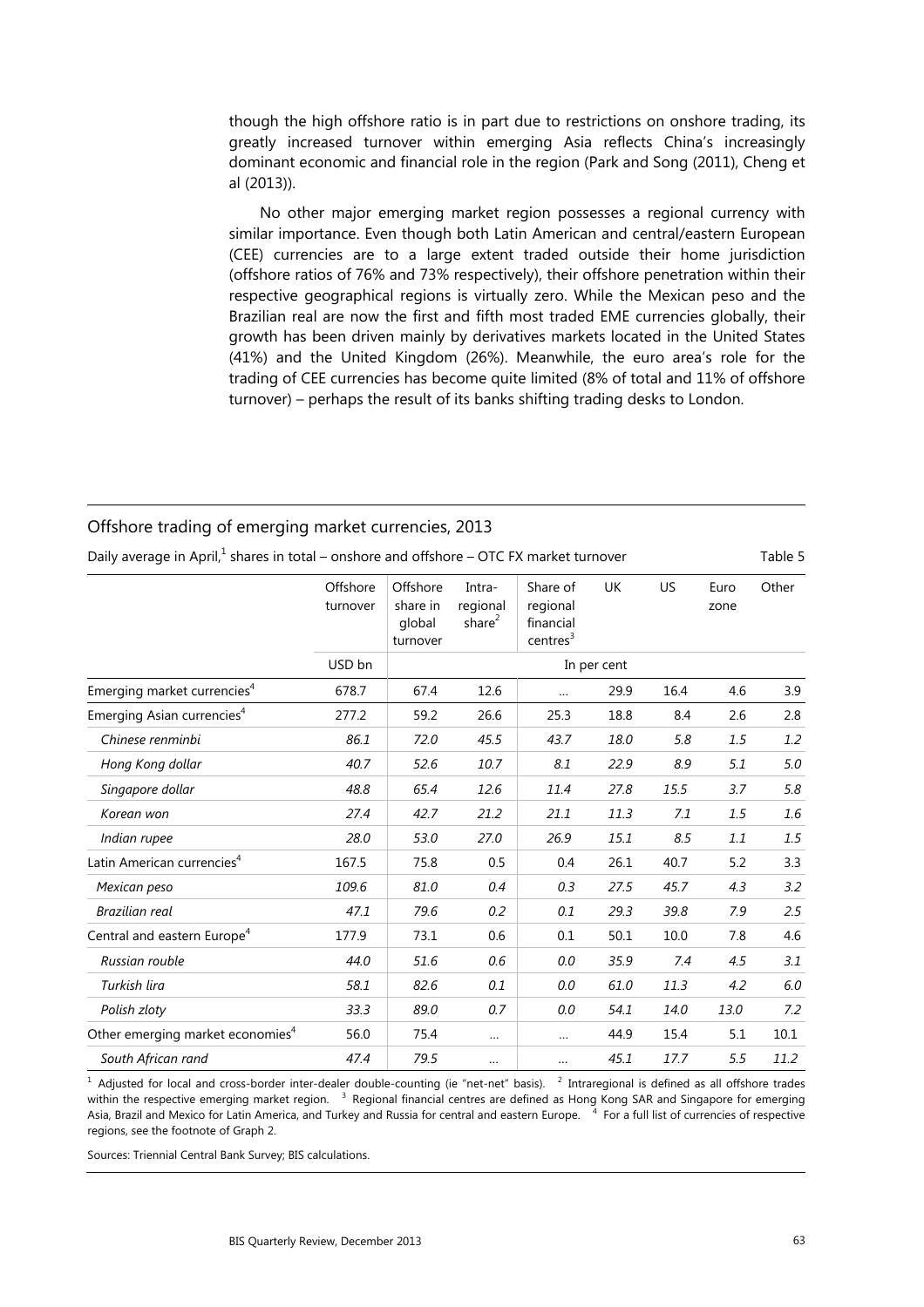though the high offshore ratio is in part due to restrictions on onshore trading, its greatly increased turnover within emerging Asia reflects China's increasingly dominant economic and financial role in the region (Park and Song (2011), Cheng et al (2013)).

No other major emerging market region possesses a regional currency with similar importance. Even though both Latin American and central/eastern European (CEE) currencies are to a large extent traded outside their home jurisdiction (offshore ratios of 76% and 73% respectively), their offshore penetration within their respective geographical regions is virtually zero. While the Mexican peso and the Brazilian real are now the first and fifth most traded EME currencies globally, their growth has been driven mainly by derivatives markets located in the United States (41%) and the United Kingdom (26%). Meanwhile, the euro area's role for the trading of CEE currencies has become quite limited (8% of total and 11% of offshore turnover) – perhaps the result of its banks shifting trading desks to London.

### Offshore trading of emerging market currencies, 2013

Daily average in April,[1] shares in total – onshore and offshore – OTC FX market turnover — Table 5

| | Offshore turnover | Offshore share in global turnover | Intra-regional share[2] | Share of regional financial centres[3] | UK | US | Euro zone | Other |
|---|---|---|---|---|---|---|---|---|
| | USD bn | In per cent | | | | | | |
| Emerging market currencies[4] | 678.7 | 67.4 | 12.6 | … | 29.9 | 16.4 | 4.6 | 3.9 |
| Emerging Asian currencies[4] | 277.2 | 59.2 | 26.6 | 25.3 | 18.8 | 8.4 | 2.6 | 2.8 |
| *Chinese renminbi* | *86.1* | *72.0* | *45.5* | *43.7* | *18.0* | *5.8* | *1.5* | *1.2* |
| *Hong Kong dollar* | *40.7* | *52.6* | *10.7* | *8.1* | *22.9* | *8.9* | *5.1* | *5.0* |
| *Singapore dollar* | *48.8* | *65.4* | *12.6* | *11.4* | *27.8* | *15.5* | *3.7* | *5.8* |
| *Korean won* | *27.4* | *42.7* | *21.2* | *21.1* | *11.3* | *7.1* | *1.5* | *1.6* |
| *Indian rupee* | *28.0* | *53.0* | *27.0* | *26.9* | *15.1* | *8.5* | *1.1* | *1.5* |
| Latin American currencies[4] | 167.5 | 75.8 | 0.5 | 0.4 | 26.1 | 40.7 | 5.2 | 3.3 |
| *Mexican peso* | *109.6* | *81.0* | *0.4* | *0.3* | *27.5* | *45.7* | *4.3* | *3.2* |
| *Brazilian real* | *47.1* | *79.6* | *0.2* | *0.1* | *29.3* | *39.8* | *7.9* | *2.5* |
| Central and eastern Europe[4] | 177.9 | 73.1 | 0.6 | 0.1 | 50.1 | 10.0 | 7.8 | 4.6 |
| *Russian rouble* | *44.0* | *51.6* | *0.6* | *0.0* | *35.9* | *7.4* | *4.5* | *3.1* |
| *Turkish lira* | *58.1* | *82.6* | *0.1* | *0.0* | *61.0* | *11.3* | *4.2* | *6.0* |
| *Polish zloty* | *33.3* | *89.0* | *0.7* | *0.0* | *54.1* | *14.0* | *13.0* | *7.2* |
| Other emerging market economies[4] | 56.0 | 75.4 | … | … | 44.9 | 15.4 | 5.1 | 10.1 |
| *South African rand* | *47.4* | *79.5* | *…* | *…* | *45.1* | *17.7* | *5.5* | *11.2* |

[1] Adjusted for local and cross-border inter-dealer double-counting (ie "net-net" basis). [2] Intraregional is defined as all offshore trades within the respective emerging market region. [3] Regional financial centres are defined as Hong Kong SAR and Singapore for emerging Asia, Brazil and Mexico for Latin America, and Turkey and Russia for central and eastern Europe. [4] For a full list of currencies of respective regions, see the footnote of Graph 2.

Sources: Triennial Central Bank Survey; BIS calculations.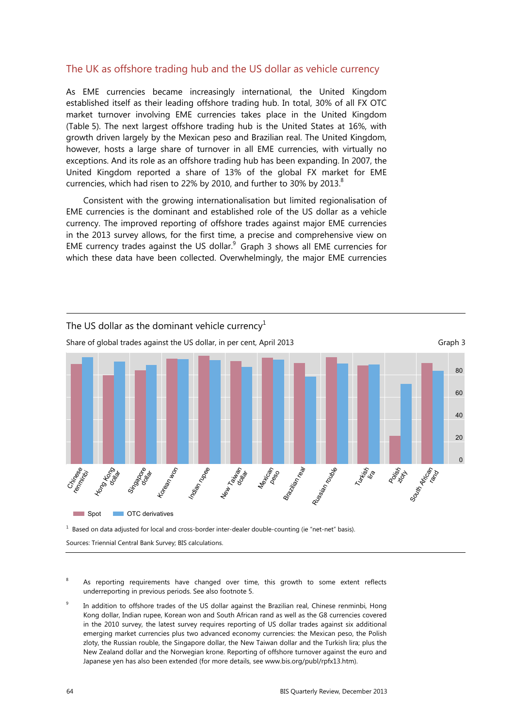## The UK as offshore trading hub and the US dollar as vehicle currency

As EME currencies became increasingly international, the United Kingdom established itself as their leading offshore trading hub. In total, 30% of all FX OTC market turnover involving EME currencies takes place in the United Kingdom (Table 5). The next largest offshore trading hub is the United States at 16%, with growth driven largely by the Mexican peso and Brazilian real. The United Kingdom, however, hosts a large share of turnover in all EME currencies, with virtually no exceptions. And its role as an offshore trading hub has been expanding. In 2007, the United Kingdom reported a share of 13% of the global FX market for EME currencies, which had risen to 22% by 2010, and further to 30% by 2013.[8]

Consistent with the growing internationalisation but limited regionalisation of EME currencies is the dominant and established role of the US dollar as a vehicle currency. The improved reporting of offshore trades against major EME currencies in the 2013 survey allows, for the first time, a precise and comprehensive view on EME currency trades against the US dollar.[9] Graph 3 shows all EME currencies for which these data have been collected. Overwhelmingly, the major EME currencies

**The US dollar as the dominant vehicle currency[1]**

Share of global trades against the US dollar, in per cent, April 2013 — Graph 3

[1] Based on data adjusted for local and cross-border inter-dealer double-counting (ie "net-net" basis).

Sources: Triennial Central Bank Survey; BIS calculations.

---

[8] As reporting requirements have changed over time, this growth to some extent reflects underreporting in previous periods. See also footnote 5.

[9] In addition to offshore trades of the US dollar against the Brazilian real, Chinese renminbi, Hong Kong dollar, Indian rupee, Korean won and South African rand as well as the G8 currencies covered in the 2010 survey, the latest survey requires reporting of US dollar trades against six additional emerging market currencies plus two advanced economy currencies: the Mexican peso, the Polish zloty, the Russian rouble, the Singapore dollar, the New Taiwan dollar and the Turkish lira; plus the New Zealand dollar and the Norwegian krone. Reporting of offshore turnover against the euro and Japanese yen has also been extended (for more details, see www.bis.org/publ/rpfx13.htm).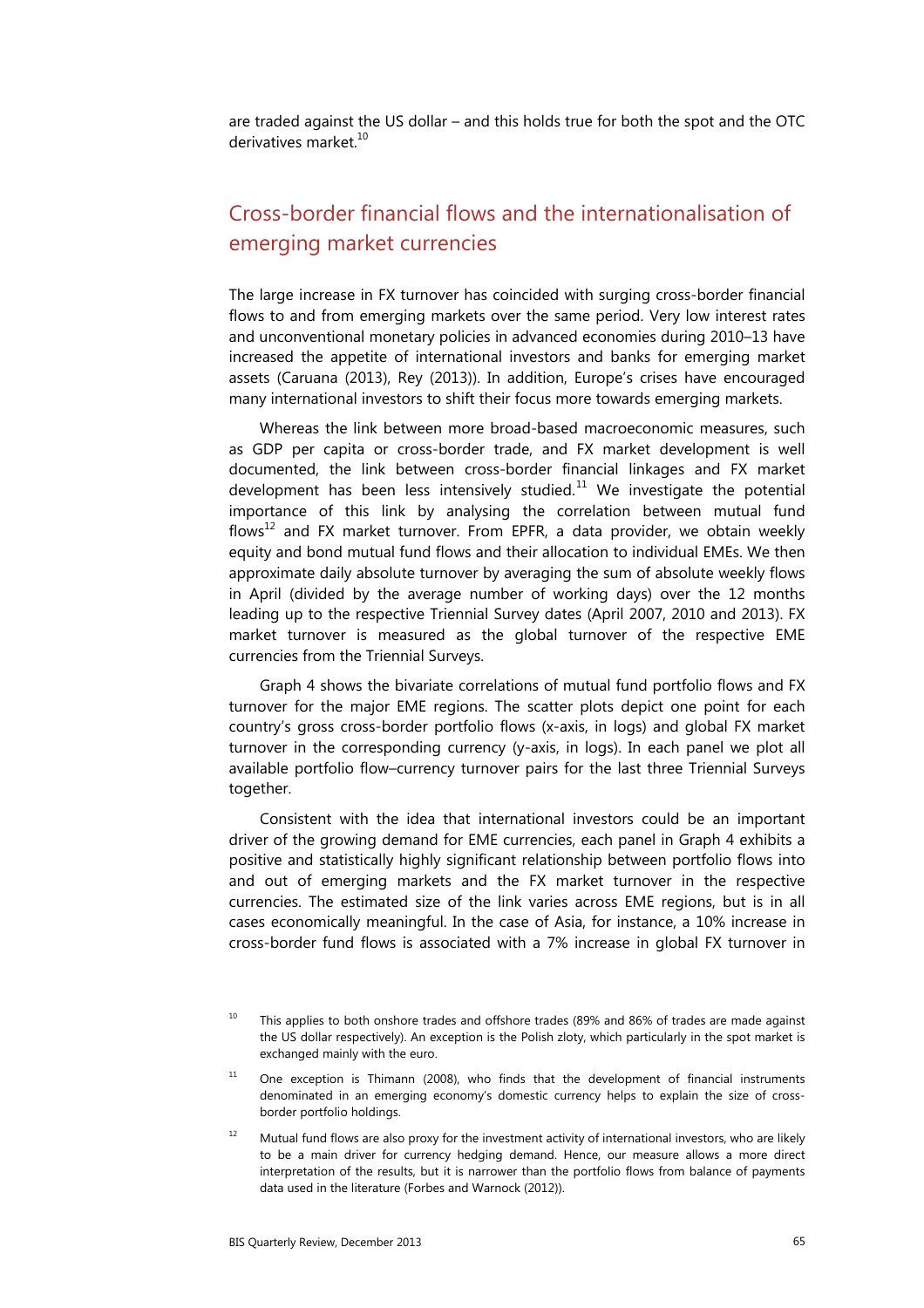are traded against the US dollar – and this holds true for both the spot and the OTC derivatives market.[10]

## Cross-border financial flows and the internationalisation of emerging market currencies

The large increase in FX turnover has coincided with surging cross-border financial flows to and from emerging markets over the same period. Very low interest rates and unconventional monetary policies in advanced economies during 2010–13 have increased the appetite of international investors and banks for emerging market assets (Caruana (2013), Rey (2013)). In addition, Europe's crises have encouraged many international investors to shift their focus more towards emerging markets.

Whereas the link between more broad-based macroeconomic measures, such as GDP per capita or cross-border trade, and FX market development is well documented, the link between cross-border financial linkages and FX market development has been less intensively studied.[11] We investigate the potential importance of this link by analysing the correlation between mutual fund flows[12] and FX market turnover. From EPFR, a data provider, we obtain weekly equity and bond mutual fund flows and their allocation to individual EMEs. We then approximate daily absolute turnover by averaging the sum of absolute weekly flows in April (divided by the average number of working days) over the 12 months leading up to the respective Triennial Survey dates (April 2007, 2010 and 2013). FX market turnover is measured as the global turnover of the respective EME currencies from the Triennial Surveys.

Graph 4 shows the bivariate correlations of mutual fund portfolio flows and FX turnover for the major EME regions. The scatter plots depict one point for each country's gross cross-border portfolio flows (x-axis, in logs) and global FX market turnover in the corresponding currency (y-axis, in logs). In each panel we plot all available portfolio flow–currency turnover pairs for the last three Triennial Surveys together.

Consistent with the idea that international investors could be an important driver of the growing demand for EME currencies, each panel in Graph 4 exhibits a positive and statistically highly significant relationship between portfolio flows into and out of emerging markets and the FX market turnover in the respective currencies. The estimated size of the link varies across EME regions, but is in all cases economically meaningful. In the case of Asia, for instance, a 10% increase in cross-border fund flows is associated with a 7% increase in global FX turnover in

---

[10] This applies to both onshore trades and offshore trades (89% and 86% of trades are made against the US dollar respectively). An exception is the Polish zloty, which particularly in the spot market is exchanged mainly with the euro.

[11] One exception is Thimann (2008), who finds that the development of financial instruments denominated in an emerging economy's domestic currency helps to explain the size of cross-border portfolio holdings.

[12] Mutual fund flows are also proxy for the investment activity of international investors, who are likely to be a main driver for currency hedging demand. Hence, our measure allows a more direct interpretation of the results, but it is narrower than the portfolio flows from balance of payments data used in the literature (Forbes and Warnock (2012)).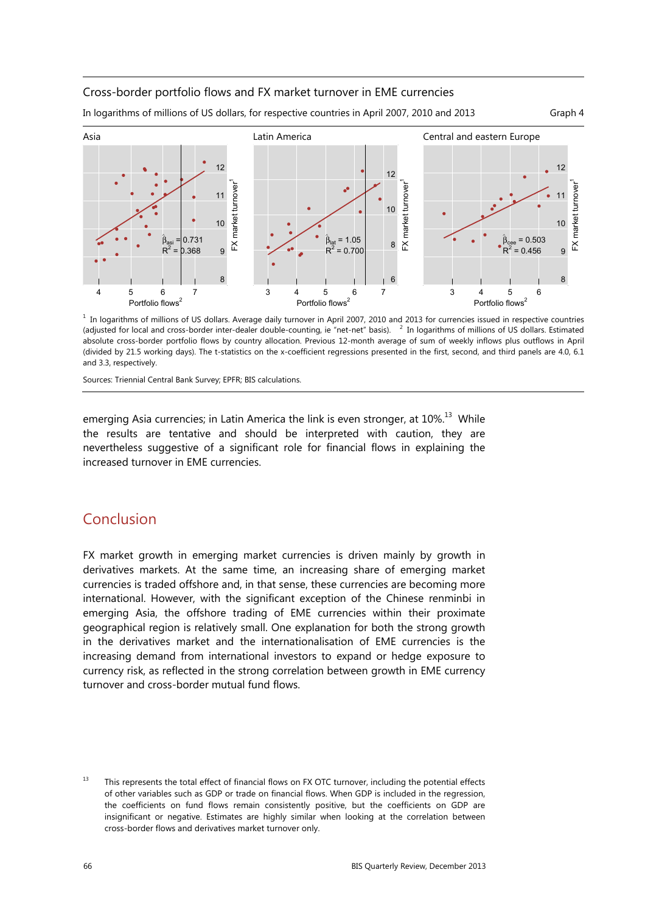Cross-border portfolio flows and FX market turnover in EME currencies

In logarithms of millions of US dollars, for respective countries in April 2007, 2010 and 2013 — Graph 4

Asia: $\hat{\beta}_{asi} = 0.731$, $R^2 = 0.368$

Latin America: $\hat{\beta}_{lat} = 1.05$, $R^2 = 0.700$

Central and eastern Europe: $\hat{\beta}_{cee} = 0.503$, $R^2 = 0.456$

Horizontal axis: Portfolio flows[2]; vertical axis: FX market turnover[1]

[1] In logarithms of millions of US dollars. Average daily turnover in April 2007, 2010 and 2013 for currencies issued in respective countries (adjusted for local and cross-border inter-dealer double-counting, ie "net-net" basis). [2] In logarithms of millions of US dollars. Estimated absolute cross-border portfolio flows by country allocation. Previous 12-month average of sum of weekly inflows plus outflows in April (divided by 21.5 working days). The t-statistics on the x-coefficient regressions presented in the first, second, and third panels are 4.0, 6.1 and 3.3, respectively.

Sources: Triennial Central Bank Survey; EPFR; BIS calculations.

emerging Asia currencies; in Latin America the link is even stronger, at 10%.[13] While the results are tentative and should be interpreted with caution, they are nevertheless suggestive of a significant role for financial flows in explaining the increased turnover in EME currencies.

## Conclusion

FX market growth in emerging market currencies is driven mainly by growth in derivatives markets. At the same time, an increasing share of emerging market currencies is traded offshore and, in that sense, these currencies are becoming more international. However, with the significant exception of the Chinese renminbi in emerging Asia, the offshore trading of EME currencies within their proximate geographical region is relatively small. One explanation for both the strong growth in the derivatives market and the internationalisation of EME currencies is the increasing demand from international investors to expand or hedge exposure to currency risk, as reflected in the strong correlation between growth in EME currency turnover and cross-border mutual fund flows.

[13] This represents the total effect of financial flows on FX OTC turnover, including the potential effects of other variables such as GDP or trade on financial flows. When GDP is included in the regression, the coefficients on fund flows remain consistently positive, but the coefficients on GDP are insignificant or negative. Estimates are highly similar when looking at the correlation between cross-border flows and derivatives market turnover only.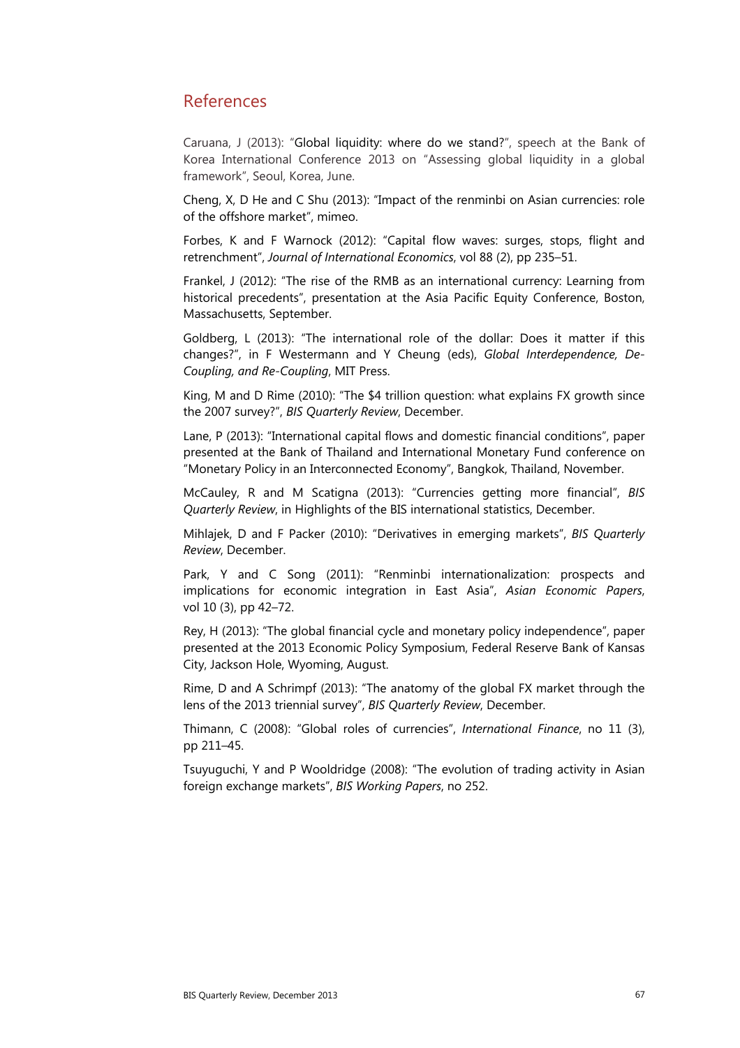## References

Caruana, J (2013): "Global liquidity: where do we stand?", speech at the Bank of Korea International Conference 2013 on "Assessing global liquidity in a global framework", Seoul, Korea, June.

Cheng, X, D He and C Shu (2013): "Impact of the renminbi on Asian currencies: role of the offshore market", mimeo.

Forbes, K and F Warnock (2012): "Capital flow waves: surges, stops, flight and retrenchment", *Journal of International Economics*, vol 88 (2), pp 235–51.

Frankel, J (2012): "The rise of the RMB as an international currency: Learning from historical precedents", presentation at the Asia Pacific Equity Conference, Boston, Massachusetts, September.

Goldberg, L (2013): "The international role of the dollar: Does it matter if this changes?", in F Westermann and Y Cheung (eds), *Global Interdependence, De-Coupling, and Re-Coupling*, MIT Press.

King, M and D Rime (2010): "The $4 trillion question: what explains FX growth since the 2007 survey?", *BIS Quarterly Review*, December.

Lane, P (2013): "International capital flows and domestic financial conditions", paper presented at the Bank of Thailand and International Monetary Fund conference on "Monetary Policy in an Interconnected Economy", Bangkok, Thailand, November.

McCauley, R and M Scatigna (2013): "Currencies getting more financial", *BIS Quarterly Review*, in Highlights of the BIS international statistics, December.

Mihlajek, D and F Packer (2010): "Derivatives in emerging markets", *BIS Quarterly Review*, December.

Park, Y and C Song (2011): "Renminbi internationalization: prospects and implications for economic integration in East Asia", *Asian Economic Papers*, vol 10 (3), pp 42–72.

Rey, H (2013): "The global financial cycle and monetary policy independence", paper presented at the 2013 Economic Policy Symposium, Federal Reserve Bank of Kansas City, Jackson Hole, Wyoming, August.

Rime, D and A Schrimpf (2013): "The anatomy of the global FX market through the lens of the 2013 triennial survey", *BIS Quarterly Review*, December.

Thimann, C (2008): "Global roles of currencies", *International Finance*, no 11 (3), pp 211–45.

Tsuyuguchi, Y and P Wooldridge (2008): "The evolution of trading activity in Asian foreign exchange markets", *BIS Working Papers*, no 252.